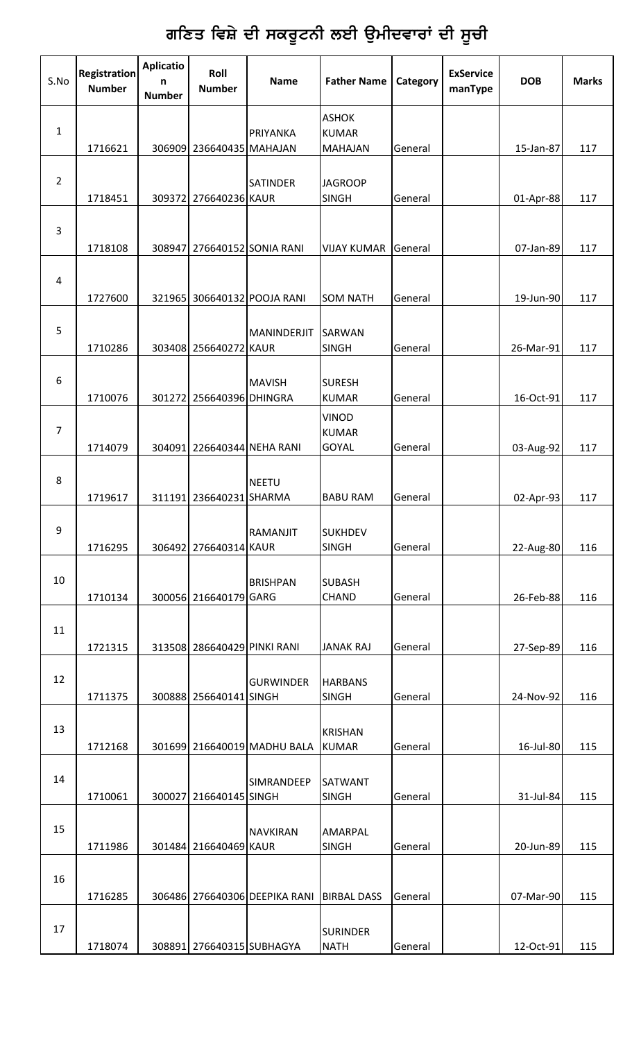# ਗਣਿਤ ਵਿਸ਼ੇ ਦੀ ਸਕਰੂਟਨੀ ਲਈ ਉਮੀਦਵਾਰਾਂ ਦੀ ਸੂਚੀ

| S.No | Registration Number | Aplication Number | Roll Number | Name | Father Name | Category | ExService manType | DOB | Marks |
|---|---|---|---|---|---|---|---|---|---|
| 1 | 1716621 | 306909 | 236640435 | PRIYANKA MAHAJAN | ASHOK KUMAR MAHAJAN | General | | 15-Jan-87 | 117 |
| 2 | 1718451 | 309372 | 276640236 | SATINDER KAUR | JAGROOP SINGH | General | | 01-Apr-88 | 117 |
| 3 | 1718108 | 308947 | 276640152 | SONIA RANI | VIJAY KUMAR | General | | 07-Jan-89 | 117 |
| 4 | 1727600 | 321965 | 306640132 | POOJA RANI | SOM NATH | General | | 19-Jun-90 | 117 |
| 5 | 1710286 | 303408 | 256640272 | MANINDERJIT KAUR | SARWAN SINGH | General | | 26-Mar-91 | 117 |
| 6 | 1710076 | 301272 | 256640396 | MAVISH DHINGRA | SURESH KUMAR | General | | 16-Oct-91 | 117 |
| 7 | 1714079 | 304091 | 226640344 | NEHA RANI | VINOD KUMAR GOYAL | General | | 03-Aug-92 | 117 |
| 8 | 1719617 | 311191 | 236640231 | NEETU SHARMA | BABU RAM | General | | 02-Apr-93 | 117 |
| 9 | 1716295 | 306492 | 276640314 | RAMANJIT KAUR | SUKHDEV SINGH | General | | 22-Aug-80 | 116 |
| 10 | 1710134 | 300056 | 216640179 | BRISHPAN GARG | SUBASH CHAND | General | | 26-Feb-88 | 116 |
| 11 | 1721315 | 313508 | 286640429 | PINKI RANI | JANAK RAJ | General | | 27-Sep-89 | 116 |
| 12 | 1711375 | 300888 | 256640141 | GURWINDER SINGH | HARBANS SINGH | General | | 24-Nov-92 | 116 |
| 13 | 1712168 | 301699 | 216640019 | MADHU BALA | KRISHAN KUMAR | General | | 16-Jul-80 | 115 |
| 14 | 1710061 | 300027 | 216640145 | SIMRANDEEP SINGH | SATWANT SINGH | General | | 31-Jul-84 | 115 |
| 15 | 1711986 | 301484 | 216640469 | NAVKIRAN KAUR | AMARPAL SINGH | General | | 20-Jun-89 | 115 |
| 16 | 1716285 | 306486 | 276640306 | DEEPIKA RANI | BIRBAL DASS | General | | 07-Mar-90 | 115 |
| 17 | 1718074 | 308891 | 276640315 | SUBHAGYA | SURINDER NATH | General | | 12-Oct-91 | 115 |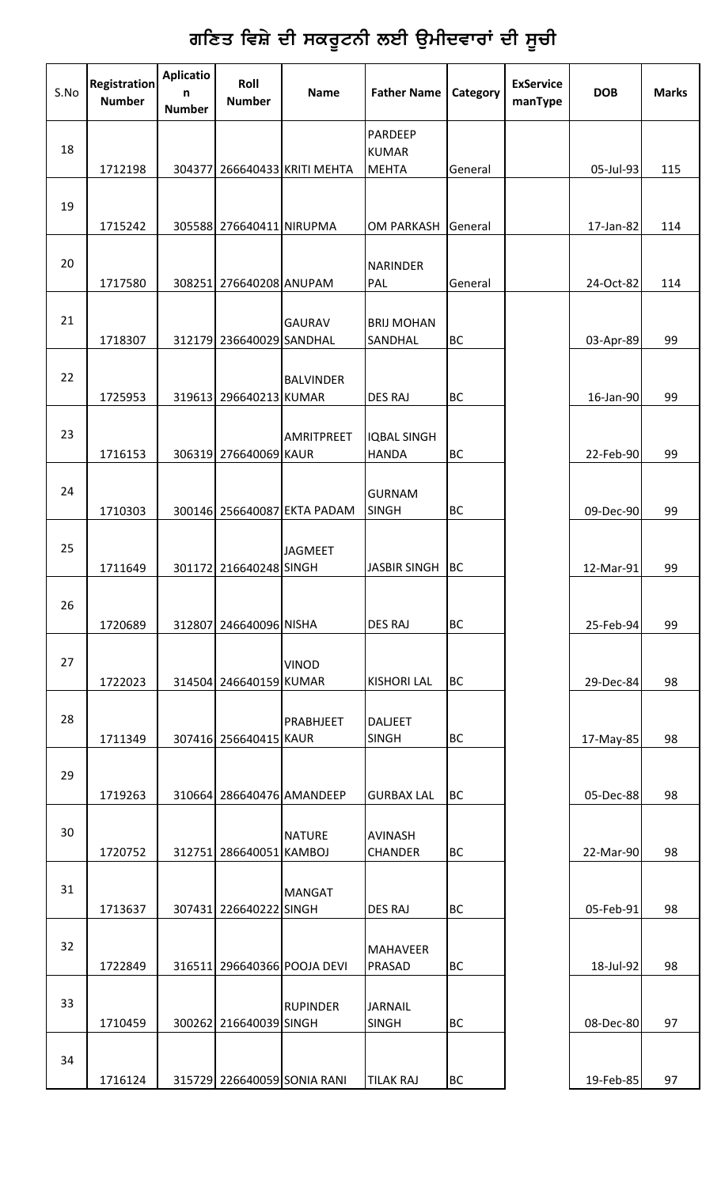# ਗਣਿਤ ਵਿਸ਼ੇ ਦੀ ਸਕਰੂਟਨੀ ਲਈ ਉਮੀਦਵਾਰਾਂ ਦੀ ਸੂਚੀ

| S.No | Registration Number | Aplication Number | Roll Number | Name | Father Name | Category | ExService manType | DOB | Marks |
|---|---|---|---|---|---|---|---|---|---|
| 18 | 1712198 | 304377 | 266640433 | KRITI MEHTA | PARDEEP KUMAR MEHTA | General | | 05-Jul-93 | 115 |
| 19 | 1715242 | 305588 | 276640411 | NIRUPMA | OM PARKASH | General | | 17-Jan-82 | 114 |
| 20 | 1717580 | 308251 | 276640208 | ANUPAM | NARINDER PAL | General | | 24-Oct-82 | 114 |
| 21 | 1718307 | 312179 | 236640029 | GAURAV SANDHAL | BRIJ MOHAN SANDHAL | BC | | 03-Apr-89 | 99 |
| 22 | 1725953 | 319613 | 296640213 | BALVINDER KUMAR | DES RAJ | BC | | 16-Jan-90 | 99 |
| 23 | 1716153 | 306319 | 276640069 | AMRITPREET KAUR | IQBAL SINGH HANDA | BC | | 22-Feb-90 | 99 |
| 24 | 1710303 | 300146 | 256640087 | EKTA PADAM | GURNAM SINGH | BC | | 09-Dec-90 | 99 |
| 25 | 1711649 | 301172 | 216640248 | JAGMEET SINGH | JASBIR SINGH | BC | | 12-Mar-91 | 99 |
| 26 | 1720689 | 312807 | 246640096 | NISHA | DES RAJ | BC | | 25-Feb-94 | 99 |
| 27 | 1722023 | 314504 | 246640159 | VINOD KUMAR | KISHORI LAL | BC | | 29-Dec-84 | 98 |
| 28 | 1711349 | 307416 | 256640415 | PRABHJEET KAUR | DALJEET SINGH | BC | | 17-May-85 | 98 |
| 29 | 1719263 | 310664 | 286640476 | AMANDEEP | GURBAX LAL | BC | | 05-Dec-88 | 98 |
| 30 | 1720752 | 312751 | 286640051 | NATURE KAMBOJ | AVINASH CHANDER | BC | | 22-Mar-90 | 98 |
| 31 | 1713637 | 307431 | 226640222 | MANGAT SINGH | DES RAJ | BC | | 05-Feb-91 | 98 |
| 32 | 1722849 | 316511 | 296640366 | POOJA DEVI | MAHAVEER PRASAD | BC | | 18-Jul-92 | 98 |
| 33 | 1710459 | 300262 | 216640039 | RUPINDER SINGH | JARNAIL SINGH | BC | | 08-Dec-80 | 97 |
| 34 | 1716124 | 315729 | 226640059 | SONIA RANI | TILAK RAJ | BC | | 19-Feb-85 | 97 |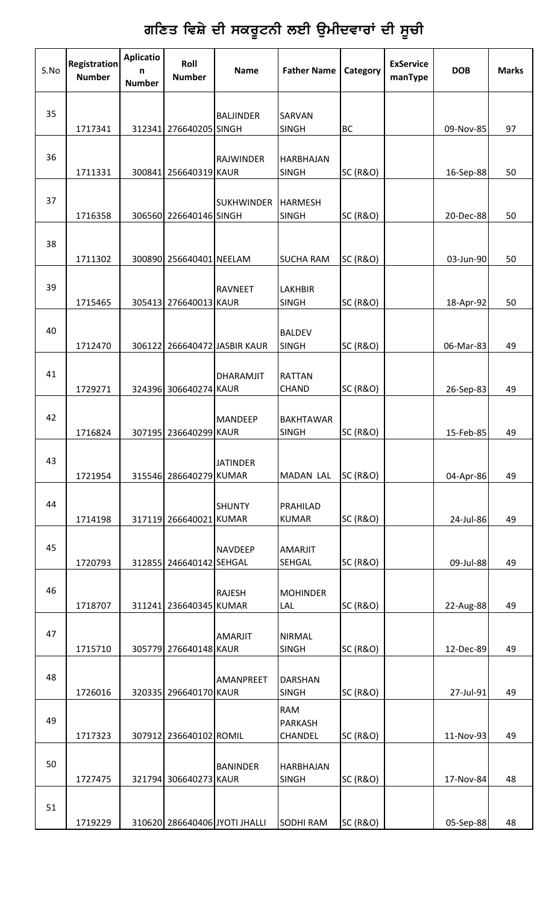# ਗਣਿਤ ਵਿਸ਼ੇ ਦੀ ਸਕਰੂਟਨੀ ਲਈ ਉਮੀਦਵਾਰਾਂ ਦੀ ਸੂਚੀ

| S.No | Registration Number | Aplication Number | Roll Number | Name | Father Name | Category | ExService manType | DOB | Marks |
|---|---|---|---|---|---|---|---|---|---|
| 35 | 1717341 | 312341 | 276640205 | BALJINDER SINGH | SARVAN SINGH | BC | | 09-Nov-85 | 97 |
| 36 | 1711331 | 300841 | 256640319 | RAJWINDER KAUR | HARBHAJAN SINGH | SC (R&O) | | 16-Sep-88 | 50 |
| 37 | 1716358 | 306560 | 226640146 | SUKHWINDER SINGH | HARMESH SINGH | SC (R&O) | | 20-Dec-88 | 50 |
| 38 | 1711302 | 300890 | 256640401 | NEELAM | SUCHA RAM | SC (R&O) | | 03-Jun-90 | 50 |
| 39 | 1715465 | 305413 | 276640013 | RAVNEET KAUR | LAKHBIR SINGH | SC (R&O) | | 18-Apr-92 | 50 |
| 40 | 1712470 | 306122 | 266640472 | JASBIR KAUR | BALDEV SINGH | SC (R&O) | | 06-Mar-83 | 49 |
| 41 | 1729271 | 324396 | 306640274 | DHARAMJIT KAUR | RATTAN CHAND | SC (R&O) | | 26-Sep-83 | 49 |
| 42 | 1716824 | 307195 | 236640299 | MANDEEP KAUR | BAKHTAWAR SINGH | SC (R&O) | | 15-Feb-85 | 49 |
| 43 | 1721954 | 315546 | 286640279 | JATINDER KUMAR | MADAN LAL | SC (R&O) | | 04-Apr-86 | 49 |
| 44 | 1714198 | 317119 | 266640021 | SHUNTY KUMAR | PRAHILAD KUMAR | SC (R&O) | | 24-Jul-86 | 49 |
| 45 | 1720793 | 312855 | 246640142 | NAVDEEP SEHGAL | AMARJIT SEHGAL | SC (R&O) | | 09-Jul-88 | 49 |
| 46 | 1718707 | 311241 | 236640345 | RAJESH KUMAR | MOHINDER LAL | SC (R&O) | | 22-Aug-88 | 49 |
| 47 | 1715710 | 305779 | 276640148 | AMARJIT KAUR | NIRMAL SINGH | SC (R&O) | | 12-Dec-89 | 49 |
| 48 | 1726016 | 320335 | 296640170 | AMANPREET KAUR | DARSHAN SINGH | SC (R&O) | | 27-Jul-91 | 49 |
| 49 | 1717323 | 307912 | 236640102 | ROMIL | RAM PARKASH CHANDEL | SC (R&O) | | 11-Nov-93 | 49 |
| 50 | 1727475 | 321794 | 306640273 | BANINDER KAUR | HARBHAJAN SINGH | SC (R&O) | | 17-Nov-84 | 48 |
| 51 | 1719229 | 310620 | 286640406 | JYOTI JHALLI | SODHI RAM | SC (R&O) | | 05-Sep-88 | 48 |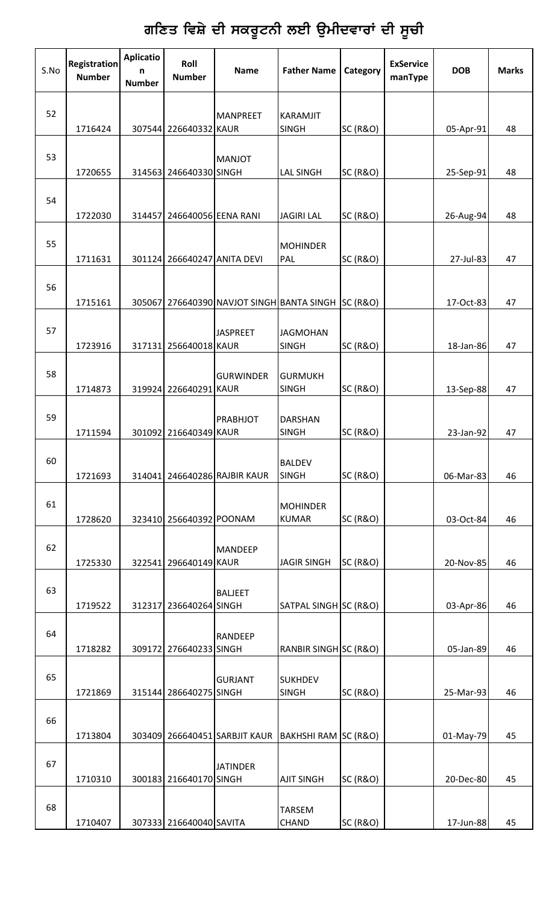# ਗਣਿਤ ਵਿਸ਼ੇ ਦੀ ਸਕਰੂਟਨੀ ਲਈ ਉਮੀਦਵਾਰਾਂ ਦੀ ਸੂਚੀ

| S.No | Registration Number | Aplication Number | Roll Number | Name | Father Name | Category | ExService manType | DOB | Marks |
|---|---|---|---|---|---|---|---|---|---|
| 52 | 1716424 | 307544 | 226640332 | MANPREET KAUR | KARAMJIT SINGH | SC (R&O) | | 05-Apr-91 | 48 |
| 53 | 1720655 | 314563 | 246640330 | MANJOT SINGH | LAL SINGH | SC (R&O) | | 25-Sep-91 | 48 |
| 54 | 1722030 | 314457 | 246640056 | EENA RANI | JAGIRI LAL | SC (R&O) | | 26-Aug-94 | 48 |
| 55 | 1711631 | 301124 | 266640247 | ANITA DEVI | MOHINDER PAL | SC (R&O) | | 27-Jul-83 | 47 |
| 56 | 1715161 | 305067 | 276640390 | NAVJOT SINGH | BANTA SINGH | SC (R&O) | | 17-Oct-83 | 47 |
| 57 | 1723916 | 317131 | 256640018 | JASPREET KAUR | JAGMOHAN SINGH | SC (R&O) | | 18-Jan-86 | 47 |
| 58 | 1714873 | 319924 | 226640291 | GURWINDER KAUR | GURMUKH SINGH | SC (R&O) | | 13-Sep-88 | 47 |
| 59 | 1711594 | 301092 | 216640349 | PRABHJOT KAUR | DARSHAN SINGH | SC (R&O) | | 23-Jan-92 | 47 |
| 60 | 1721693 | 314041 | 246640286 | RAJBIR KAUR | BALDEV SINGH | SC (R&O) | | 06-Mar-83 | 46 |
| 61 | 1728620 | 323410 | 256640392 | POONAM | MOHINDER KUMAR | SC (R&O) | | 03-Oct-84 | 46 |
| 62 | 1725330 | 322541 | 296640149 | MANDEEP KAUR | JAGIR SINGH | SC (R&O) | | 20-Nov-85 | 46 |
| 63 | 1719522 | 312317 | 236640264 | BALJEET SINGH | SATPAL SINGH | SC (R&O) | | 03-Apr-86 | 46 |
| 64 | 1718282 | 309172 | 276640233 | RANDEEP SINGH | RANBIR SINGH | SC (R&O) | | 05-Jan-89 | 46 |
| 65 | 1721869 | 315144 | 286640275 | GURJANT SINGH | SUKHDEV SINGH | SC (R&O) | | 25-Mar-93 | 46 |
| 66 | 1713804 | 303409 | 266640451 | SARBJIT KAUR | BAKHSHI RAM | SC (R&O) | | 01-May-79 | 45 |
| 67 | 1710310 | 300183 | 216640170 | JATINDER SINGH | AJIT SINGH | SC (R&O) | | 20-Dec-80 | 45 |
| 68 | 1710407 | 307333 | 216640040 | SAVITA | TARSEM CHAND | SC (R&O) | | 17-Jun-88 | 45 |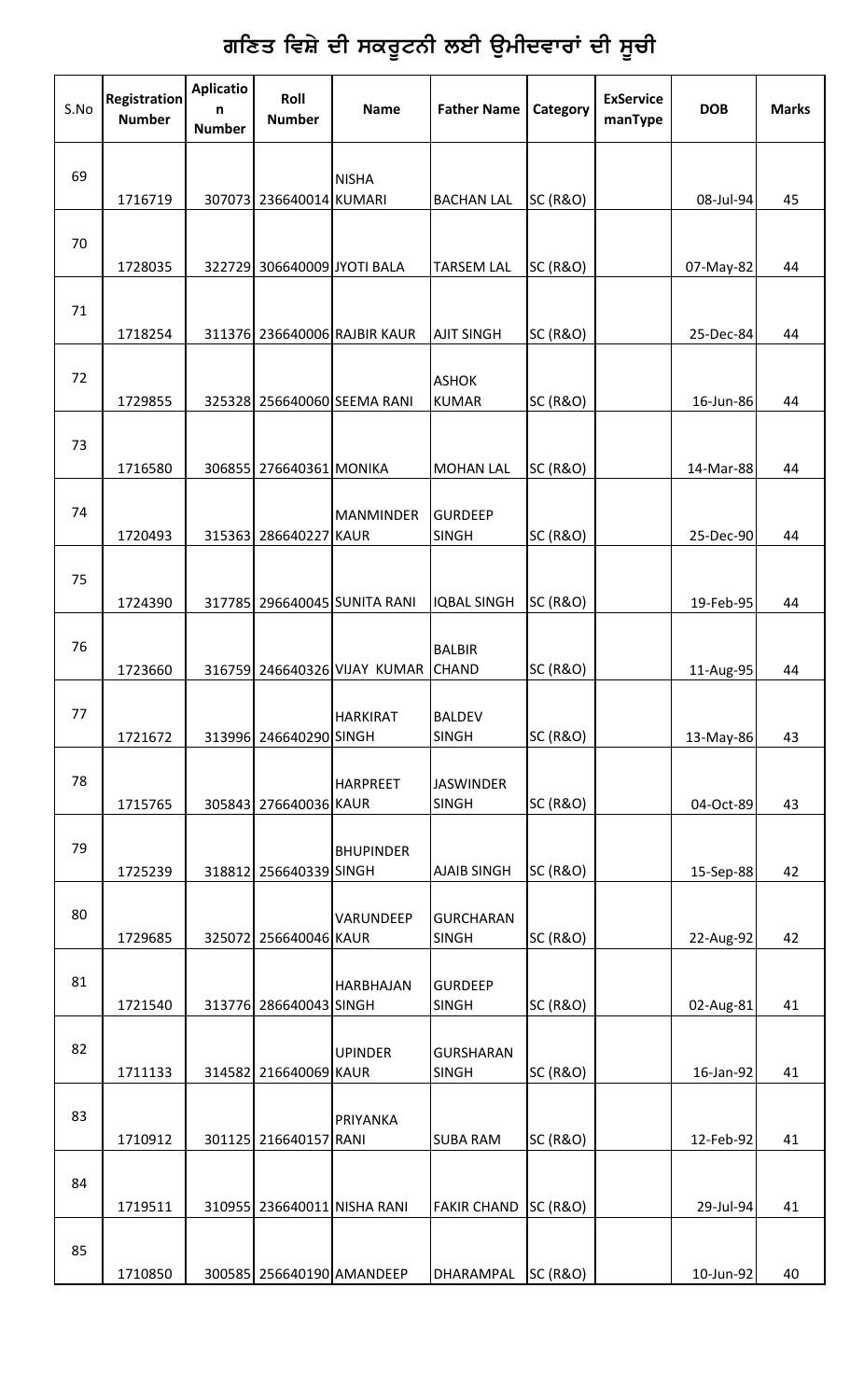# ਗਣਿਤ ਵਿਸ਼ੇ ਦੀ ਸਕਰੂਟਨੀ ਲਈ ਉਮੀਦਵਾਰਾਂ ਦੀ ਸੂਚੀ

| S.No | Registration Number | Aplication Number | Roll Number | Name | Father Name | Category | ExService manType | DOB | Marks |
|---|---|---|---|---|---|---|---|---|---|
| 69 | 1716719 | 307073 | 236640014 | NISHA KUMARI | BACHAN LAL | SC (R&O) | | 08-Jul-94 | 45 |
| 70 | 1728035 | 322729 | 306640009 | JYOTI BALA | TARSEM LAL | SC (R&O) | | 07-May-82 | 44 |
| 71 | 1718254 | 311376 | 236640006 | RAJBIR KAUR | AJIT SINGH | SC (R&O) | | 25-Dec-84 | 44 |
| 72 | 1729855 | 325328 | 256640060 | SEEMA RANI | ASHOK KUMAR | SC (R&O) | | 16-Jun-86 | 44 |
| 73 | 1716580 | 306855 | 276640361 | MONIKA | MOHAN LAL | SC (R&O) | | 14-Mar-88 | 44 |
| 74 | 1720493 | 315363 | 286640227 | MANMINDER KAUR | GURDEEP SINGH | SC (R&O) | | 25-Dec-90 | 44 |
| 75 | 1724390 | 317785 | 296640045 | SUNITA RANI | IQBAL SINGH | SC (R&O) | | 19-Feb-95 | 44 |
| 76 | 1723660 | 316759 | 246640326 | VIJAY KUMAR | BALBIR CHAND | SC (R&O) | | 11-Aug-95 | 44 |
| 77 | 1721672 | 313996 | 246640290 | HARKIRAT SINGH | BALDEV SINGH | SC (R&O) | | 13-May-86 | 43 |
| 78 | 1715765 | 305843 | 276640036 | HARPREET KAUR | JASWINDER SINGH | SC (R&O) | | 04-Oct-89 | 43 |
| 79 | 1725239 | 318812 | 256640339 | BHUPINDER SINGH | AJAIB SINGH | SC (R&O) | | 15-Sep-88 | 42 |
| 80 | 1729685 | 325072 | 256640046 | VARUNDEEP KAUR | GURCHARAN SINGH | SC (R&O) | | 22-Aug-92 | 42 |
| 81 | 1721540 | 313776 | 286640043 | HARBHAJAN SINGH | GURDEEP SINGH | SC (R&O) | | 02-Aug-81 | 41 |
| 82 | 1711133 | 314582 | 216640069 | UPINDER KAUR | GURSHARAN SINGH | SC (R&O) | | 16-Jan-92 | 41 |
| 83 | 1710912 | 301125 | 216640157 | PRIYANKA RANI | SUBA RAM | SC (R&O) | | 12-Feb-92 | 41 |
| 84 | 1719511 | 310955 | 236640011 | NISHA RANI | FAKIR CHAND | SC (R&O) | | 29-Jul-94 | 41 |
| 85 | 1710850 | 300585 | 256640190 | AMANDEEP | DHARAMPAL | SC (R&O) | | 10-Jun-92 | 40 |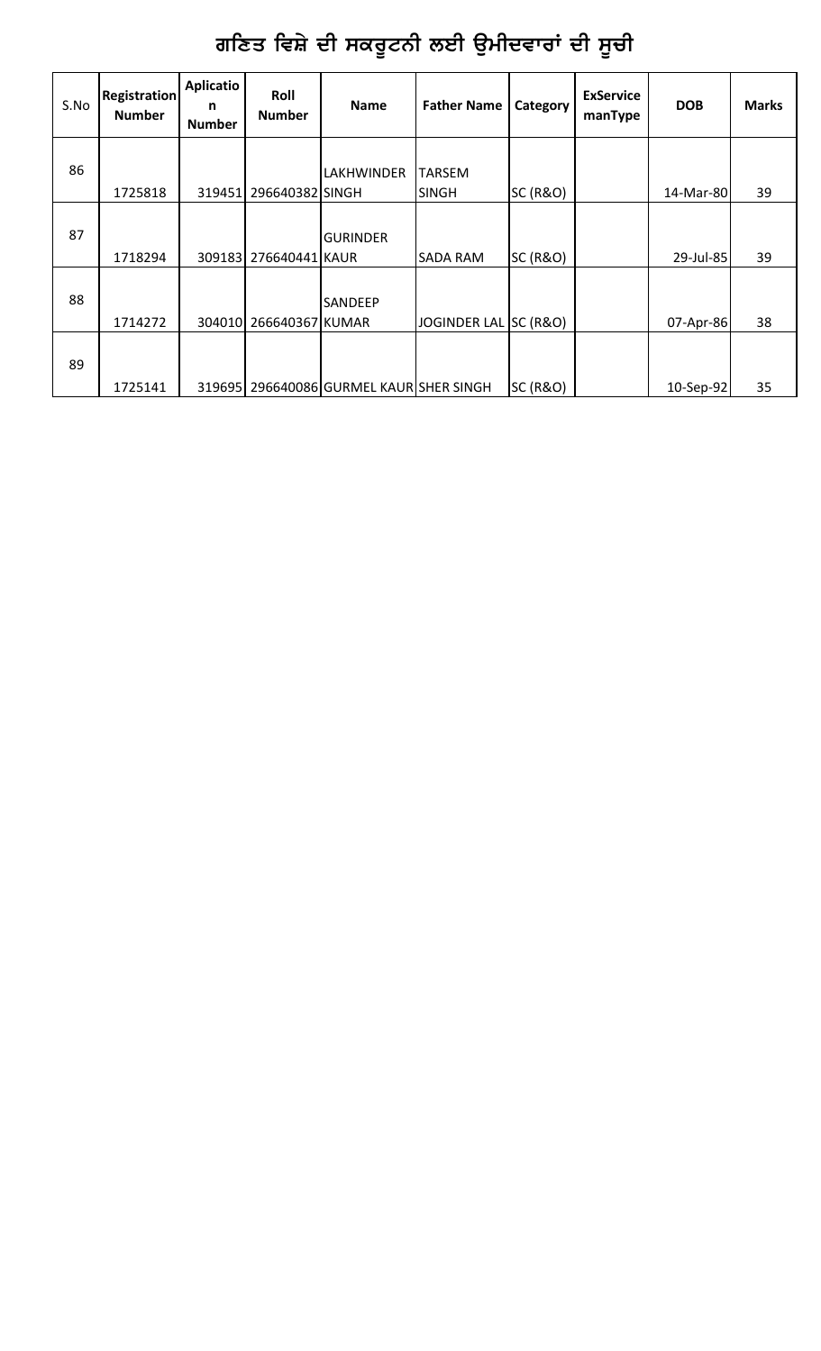# ਗਣਿਤ ਵਿਸ਼ੇ ਦੀ ਸਕਰੂਟਨੀ ਲਈ ਉਮੀਦਵਾਰਾਂ ਦੀ ਸੂਚੀ

| S.No | Registration Number | Aplication Number | Roll Number | Name | Father Name | Category | ExService manType | DOB | Marks |
|---|---|---|---|---|---|---|---|---|---|
| 86 | 1725818 | 319451 | 296640382 | LAKHWINDER SINGH | TARSEM SINGH | SC (R&O) | | 14-Mar-80 | 39 |
| 87 | 1718294 | 309183 | 276640441 | GURINDER KAUR | SADA RAM | SC (R&O) | | 29-Jul-85 | 39 |
| 88 | 1714272 | 304010 | 266640367 | SANDEEP KUMAR | JOGINDER LAL | SC (R&O) | | 07-Apr-86 | 38 |
| 89 | 1725141 | 319695 | 296640086 | GURMEL KAUR | SHER SINGH | SC (R&O) | | 10-Sep-92 | 35 |